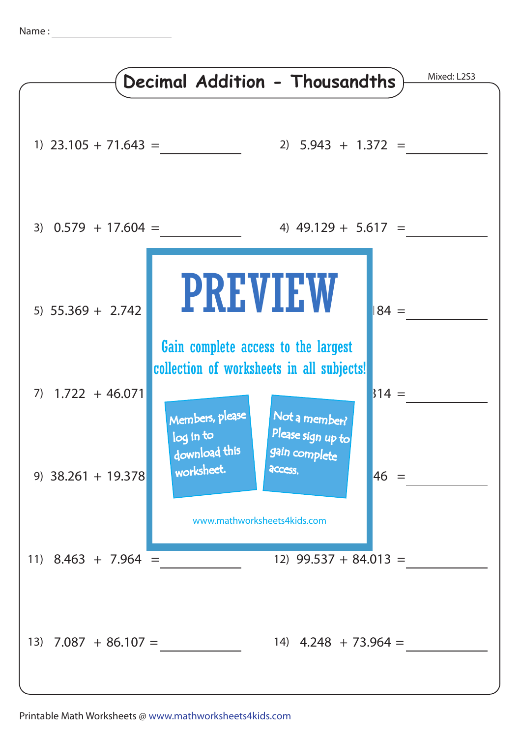Name : ____________________

# Decimal Addition - Thousandths

Mixed: L2S3

1) 23.105 + 71.643 = __________

2) 5.943 + 1.372 = __________

3) 0.579 + 17.604 = __________

4) 49.129 + 5.617 = __________

5) 55.369 + 2.742

6) 84 = __________

7) 1.722 + 46.071

8) 314 = __________

9) 38.261 + 19.378

10) 46 = __________

PREVIEW

Gain complete access to the largest collection of worksheets in all subjects!

Members, please log in to download this worksheet.

Not a member? Please sign up to gain complete access.

www.mathworksheets4kids.com

11) 8.463 + 7.964 = __________

12) 99.537 + 84.013 = __________

13) 7.087 + 86.107 = __________

14) 4.248 + 73.964 = __________

Printable Math Worksheets @ www.mathworksheets4kids.com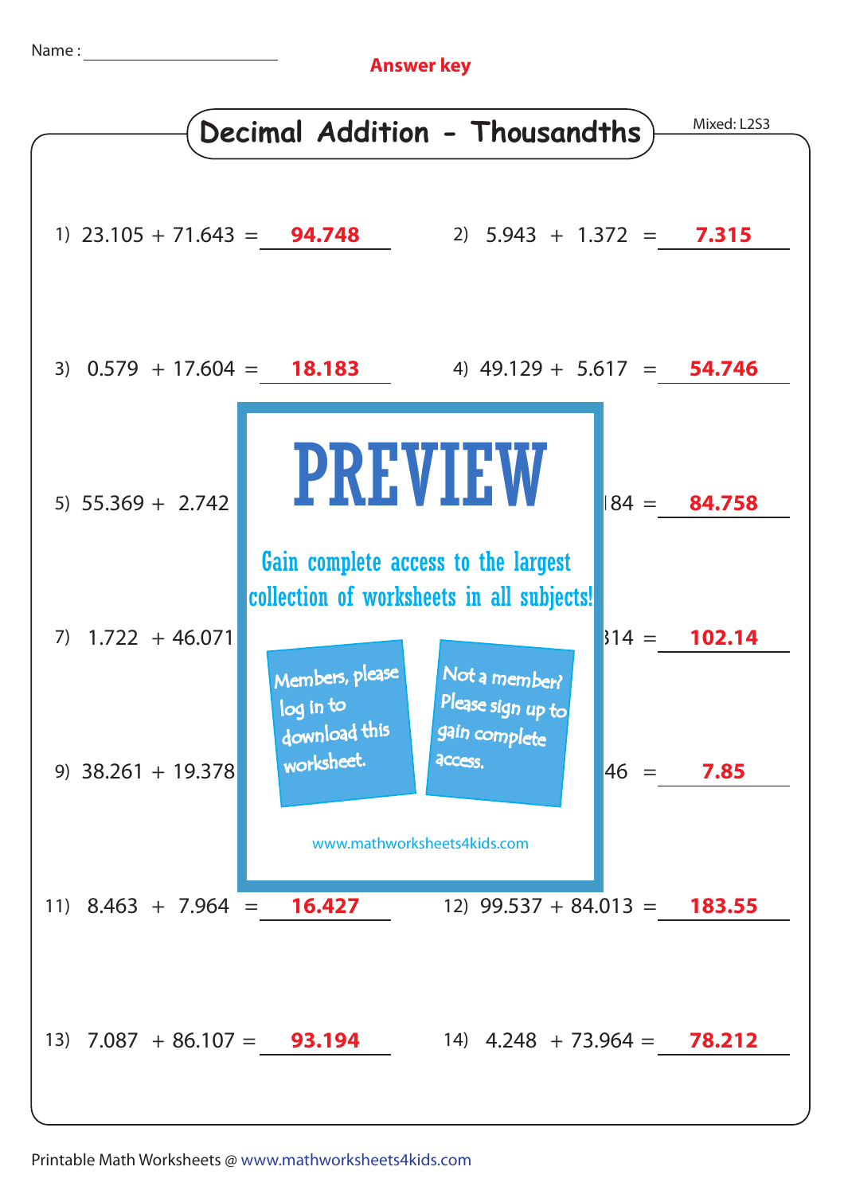Name : ________________

**Answer key**

# Decimal Addition - Thousandths

Mixed: L2S3

1) $23.105 + 71.643 =$ **94.748**

2) $5.943 + 1.372 =$ **7.315**

3) $0.579 + 17.604 =$ **18.183**

4) $49.129 + 5.617 =$ **54.746**

5) $55.369 + 2.742$

6) 184 = **84.758**

7) $1.722 + 46.071$

8) 314 = **102.14**

9) $38.261 + 19.378$

10) 46 = **7.85**

PREVIEW

Gain complete access to the largest collection of worksheets in all subjects!

Members, please log in to download this worksheet.

Not a member? Please sign up to gain complete access.

www.mathworksheets4kids.com

11) $8.463 + 7.964 =$ **16.427**

12) $99.537 + 84.013 =$ **183.55**

13) $7.087 + 86.107 =$ **93.194**

14) $4.248 + 73.964 =$ **78.212**

Printable Math Worksheets @ www.mathworksheets4kids.com